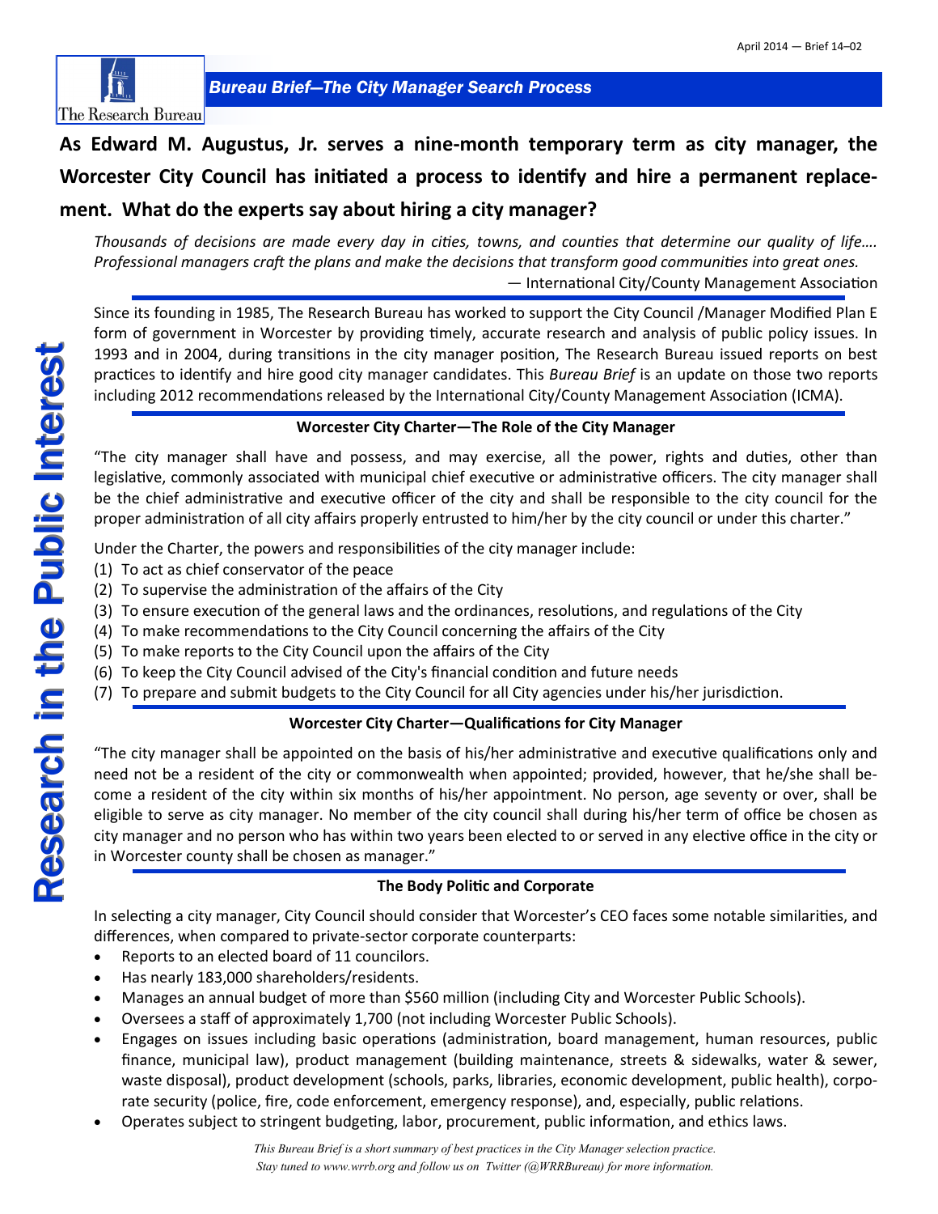# Bureau Brief—The City Manager Search Process

**As Edward M. Augustus, Jr. serves a nine-month temporary term as city manager, the Worcester City Council has initiated a process to identify and hire a permanent replacement. What do the experts say about hiring a city manager?**

*Thousands of decisions are made every day in cities, towns, and counties that determine our quality of life…. Professional managers craft the plans and make the decisions that transform good communities into great ones.*
— International City/County Management Association

Since its founding in 1985, The Research Bureau has worked to support the City Council /Manager Modified Plan E form of government in Worcester by providing timely, accurate research and analysis of public policy issues. In 1993 and in 2004, during transitions in the city manager position, The Research Bureau issued reports on best practices to identify and hire good city manager candidates. This *Bureau Brief* is an update on those two reports including 2012 recommendations released by the International City/County Management Association (ICMA).

### Worcester City Charter—The Role of the City Manager

"The city manager shall have and possess, and may exercise, all the power, rights and duties, other than legislative, commonly associated with municipal chief executive or administrative officers. The city manager shall be the chief administrative and executive officer of the city and shall be responsible to the city council for the proper administration of all city affairs properly entrusted to him/her by the city council or under this charter."

Under the Charter, the powers and responsibilities of the city manager include:

(1) To act as chief conservator of the peace
(2) To supervise the administration of the affairs of the City
(3) To ensure execution of the general laws and the ordinances, resolutions, and regulations of the City
(4) To make recommendations to the City Council concerning the affairs of the City
(5) To make reports to the City Council upon the affairs of the City
(6) To keep the City Council advised of the City's financial condition and future needs
(7) To prepare and submit budgets to the City Council for all City agencies under his/her jurisdiction.

### Worcester City Charter—Qualifications for City Manager

"The city manager shall be appointed on the basis of his/her administrative and executive qualifications only and need not be a resident of the city or commonwealth when appointed; provided, however, that he/she shall become a resident of the city within six months of his/her appointment. No person, age seventy or over, shall be eligible to serve as city manager. No member of the city council shall during his/her term of office be chosen as city manager and no person who has within two years been elected to or served in any elective office in the city or in Worcester county shall be chosen as manager."

### The Body Politic and Corporate

In selecting a city manager, City Council should consider that Worcester's CEO faces some notable similarities, and differences, when compared to private-sector corporate counterparts:

- Reports to an elected board of 11 councilors.
- Has nearly 183,000 shareholders/residents.
- Manages an annual budget of more than $560 million (including City and Worcester Public Schools).
- Oversees a staff of approximately 1,700 (not including Worcester Public Schools).
- Engages on issues including basic operations (administration, board management, human resources, public finance, municipal law), product management (building maintenance, streets & sidewalks, water & sewer, waste disposal), product development (schools, parks, libraries, economic development, public health), corporate security (police, fire, code enforcement, emergency response), and, especially, public relations.
- Operates subject to stringent budgeting, labor, procurement, public information, and ethics laws.

*This Bureau Brief is a short summary of best practices in the City Manager selection practice.*
*Stay tuned to www.wrrb.org and follow us on Twitter (@WRRBureau) for more information.*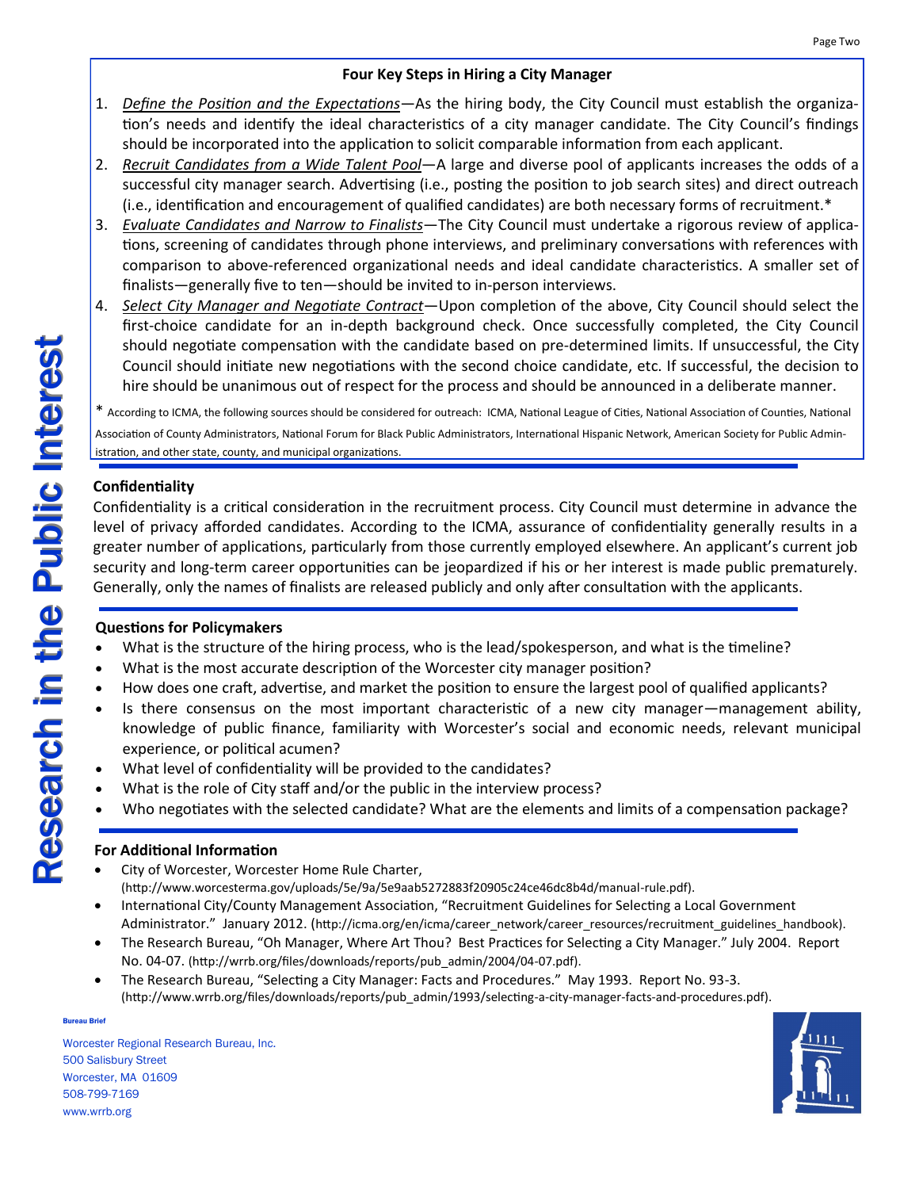## Four Key Steps in Hiring a City Manager

1. *Define the Position and the Expectations*—As the hiring body, the City Council must establish the organization's needs and identify the ideal characteristics of a city manager candidate. The City Council's findings should be incorporated into the application to solicit comparable information from each applicant.
2. *Recruit Candidates from a Wide Talent Pool*—A large and diverse pool of applicants increases the odds of a successful city manager search. Advertising (i.e., posting the position to job search sites) and direct outreach (i.e., identification and encouragement of qualified candidates) are both necessary forms of recruitment.*
3. *Evaluate Candidates and Narrow to Finalists*—The City Council must undertake a rigorous review of applications, screening of candidates through phone interviews, and preliminary conversations with references with comparison to above-referenced organizational needs and ideal candidate characteristics. A smaller set of finalists—generally five to ten—should be invited to in-person interviews.
4. *Select City Manager and Negotiate Contract*—Upon completion of the above, City Council should select the first-choice candidate for an in-depth background check. Once successfully completed, the City Council should negotiate compensation with the candidate based on pre-determined limits. If unsuccessful, the City Council should initiate new negotiations with the second choice candidate, etc. If successful, the decision to hire should be unanimous out of respect for the process and should be announced in a deliberate manner.

\* According to ICMA, the following sources should be considered for outreach: ICMA, National League of Cities, National Association of Counties, National Association of County Administrators, National Forum for Black Public Administrators, International Hispanic Network, American Society for Public Administration, and other state, county, and municipal organizations.

## Confidentiality

Confidentiality is a critical consideration in the recruitment process. City Council must determine in advance the level of privacy afforded candidates. According to the ICMA, assurance of confidentiality generally results in a greater number of applications, particularly from those currently employed elsewhere. An applicant's current job security and long-term career opportunities can be jeopardized if his or her interest is made public prematurely. Generally, only the names of finalists are released publicly and only after consultation with the applicants.

## Questions for Policymakers

- What is the structure of the hiring process, who is the lead/spokesperson, and what is the timeline?
- What is the most accurate description of the Worcester city manager position?
- How does one craft, advertise, and market the position to ensure the largest pool of qualified applicants?
- Is there consensus on the most important characteristic of a new city manager—management ability, knowledge of public finance, familiarity with Worcester's social and economic needs, relevant municipal experience, or political acumen?
- What level of confidentiality will be provided to the candidates?
- What is the role of City staff and/or the public in the interview process?
- Who negotiates with the selected candidate? What are the elements and limits of a compensation package?

## For Additional Information

- City of Worcester, Worcester Home Rule Charter, (http://www.worcesterma.gov/uploads/5e/9a/5e9aab5272883f20905c24ce46dc8b4d/manual-rule.pdf).
- International City/County Management Association, "Recruitment Guidelines for Selecting a Local Government Administrator." January 2012. (http://icma.org/en/icma/career_network/career_resources/recruitment_guidelines_handbook).
- The Research Bureau, "Oh Manager, Where Art Thou? Best Practices for Selecting a City Manager." July 2004. Report No. 04-07. (http://wrrb.org/files/downloads/reports/pub_admin/2004/04-07.pdf).
- The Research Bureau, "Selecting a City Manager: Facts and Procedures." May 1993. Report No. 93-3. (http://www.wrrb.org/files/downloads/reports/pub_admin/1993/selecting-a-city-manager-facts-and-procedures.pdf).

Bureau Brief

Worcester Regional Research Bureau, Inc.
500 Salisbury Street
Worcester, MA 01609
508-799-7169
www.wrrb.org